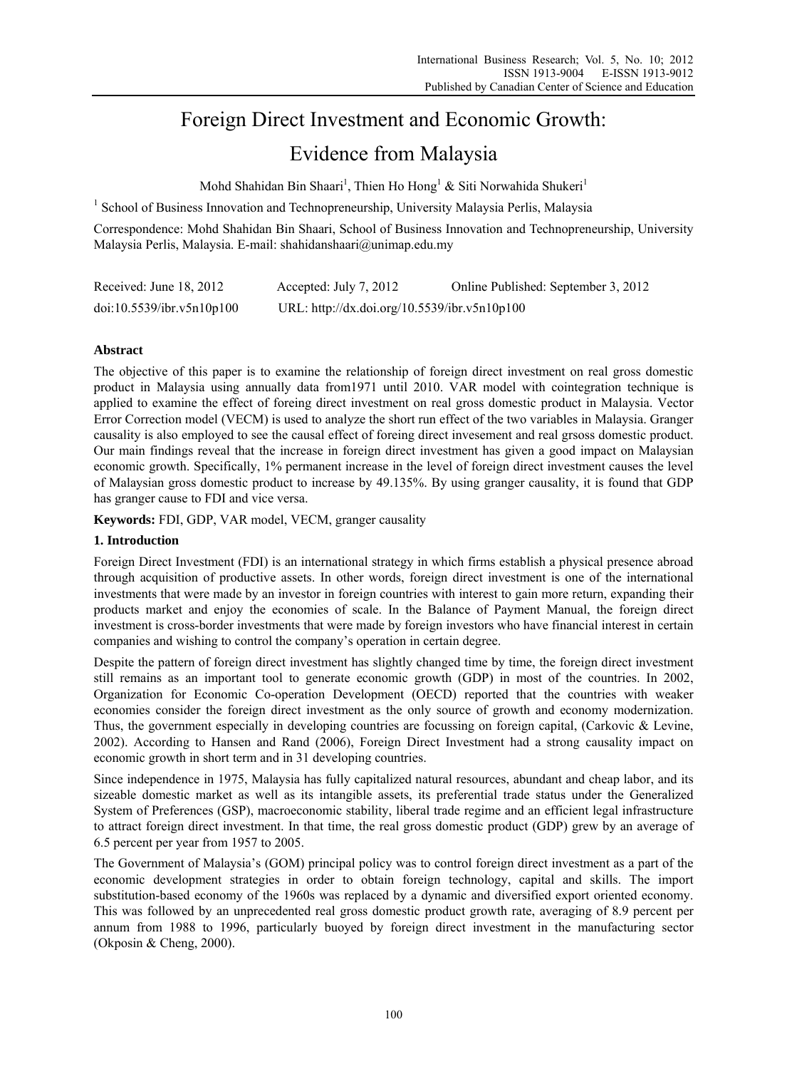# Foreign Direct Investment and Economic Growth: Evidence from Malaysia

Mohd Shahidan Bin Shaari[1], Thien Ho Hong[1] & Siti Norwahida Shukeri[1]

[1] School of Business Innovation and Technopreneurship, University Malaysia Perlis, Malaysia

Correspondence: Mohd Shahidan Bin Shaari, School of Business Innovation and Technopreneurship, University Malaysia Perlis, Malaysia. E-mail: shahidanshaari@unimap.edu.my

Received: June 18, 2012 Accepted: July 7, 2012 Online Published: September 3, 2012

doi:10.5539/ibr.v5n10p100 URL: http://dx.doi.org/10.5539/ibr.v5n10p100

## Abstract

The objective of this paper is to examine the relationship of foreign direct investment on real gross domestic product in Malaysia using annually data from1971 until 2010. VAR model with cointegration technique is applied to examine the effect of foreing direct investment on real gross domestic product in Malaysia. Vector Error Correction model (VECM) is used to analyze the short run effect of the two variables in Malaysia. Granger causality is also employed to see the causal effect of foreing direct invesement and real grsoss domestic product. Our main findings reveal that the increase in foreign direct investment has given a good impact on Malaysian economic growth. Specifically, 1% permanent increase in the level of foreign direct investment causes the level of Malaysian gross domestic product to increase by 49.135%. By using granger causality, it is found that GDP has granger cause to FDI and vice versa.

**Keywords:** FDI, GDP, VAR model, VECM, granger causality

## 1. Introduction

Foreign Direct Investment (FDI) is an international strategy in which firms establish a physical presence abroad through acquisition of productive assets. In other words, foreign direct investment is one of the international investments that were made by an investor in foreign countries with interest to gain more return, expanding their products market and enjoy the economies of scale. In the Balance of Payment Manual, the foreign direct investment is cross-border investments that were made by foreign investors who have financial interest in certain companies and wishing to control the company's operation in certain degree.

Despite the pattern of foreign direct investment has slightly changed time by time, the foreign direct investment still remains as an important tool to generate economic growth (GDP) in most of the countries. In 2002, Organization for Economic Co-operation Development (OECD) reported that the countries with weaker economies consider the foreign direct investment as the only source of growth and economy modernization. Thus, the government especially in developing countries are focussing on foreign capital, (Carkovic & Levine, 2002). According to Hansen and Rand (2006), Foreign Direct Investment had a strong causality impact on economic growth in short term and in 31 developing countries.

Since independence in 1975, Malaysia has fully capitalized natural resources, abundant and cheap labor, and its sizeable domestic market as well as its intangible assets, its preferential trade status under the Generalized System of Preferences (GSP), macroeconomic stability, liberal trade regime and an efficient legal infrastructure to attract foreign direct investment. In that time, the real gross domestic product (GDP) grew by an average of 6.5 percent per year from 1957 to 2005.

The Government of Malaysia's (GOM) principal policy was to control foreign direct investment as a part of the economic development strategies in order to obtain foreign technology, capital and skills. The import substitution-based economy of the 1960s was replaced by a dynamic and diversified export oriented economy. This was followed by an unprecedented real gross domestic product growth rate, averaging of 8.9 percent per annum from 1988 to 1996, particularly buoyed by foreign direct investment in the manufacturing sector (Okposin & Cheng, 2000).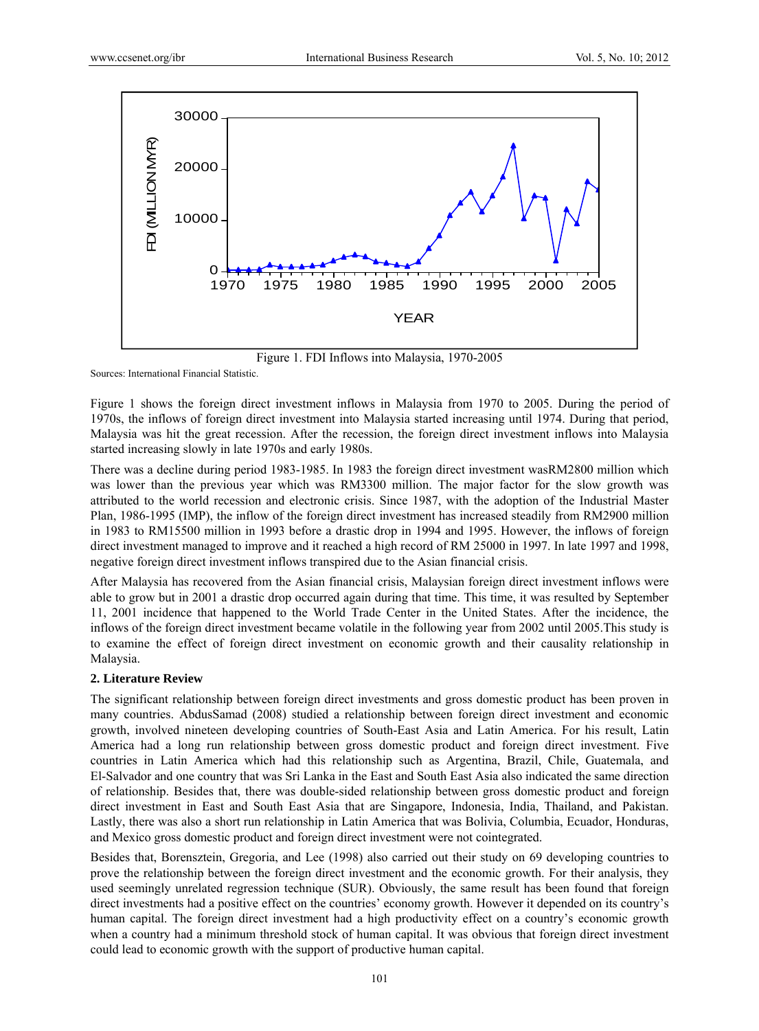Figure 1. FDI Inflows into Malaysia, 1970-2005

Sources: International Financial Statistic.

Figure 1 shows the foreign direct investment inflows in Malaysia from 1970 to 2005. During the period of 1970s, the inflows of foreign direct investment into Malaysia started increasing until 1974. During that period, Malaysia was hit the great recession. After the recession, the foreign direct investment inflows into Malaysia started increasing slowly in late 1970s and early 1980s.

There was a decline during period 1983-1985. In 1983 the foreign direct investment wasRM2800 million which was lower than the previous year which was RM3300 million. The major factor for the slow growth was attributed to the world recession and electronic crisis. Since 1987, with the adoption of the Industrial Master Plan, 1986-1995 (IMP), the inflow of the foreign direct investment has increased steadily from RM2900 million in 1983 to RM15500 million in 1993 before a drastic drop in 1994 and 1995. However, the inflows of foreign direct investment managed to improve and it reached a high record of RM 25000 in 1997. In late 1997 and 1998, negative foreign direct investment inflows transpired due to the Asian financial crisis.

After Malaysia has recovered from the Asian financial crisis, Malaysian foreign direct investment inflows were able to grow but in 2001 a drastic drop occurred again during that time. This time, it was resulted by September 11, 2001 incidence that happened to the World Trade Center in the United States. After the incidence, the inflows of the foreign direct investment became volatile in the following year from 2002 until 2005.This study is to examine the effect of foreign direct investment on economic growth and their causality relationship in Malaysia.

## 2. Literature Review

The significant relationship between foreign direct investments and gross domestic product has been proven in many countries. AbdusSamad (2008) studied a relationship between foreign direct investment and economic growth, involved nineteen developing countries of South-East Asia and Latin America. For his result, Latin America had a long run relationship between gross domestic product and foreign direct investment. Five countries in Latin America which had this relationship such as Argentina, Brazil, Chile, Guatemala, and El-Salvador and one country that was Sri Lanka in the East and South East Asia also indicated the same direction of relationship. Besides that, there was double-sided relationship between gross domestic product and foreign direct investment in East and South East Asia that are Singapore, Indonesia, India, Thailand, and Pakistan. Lastly, there was also a short run relationship in Latin America that was Bolivia, Columbia, Ecuador, Honduras, and Mexico gross domestic product and foreign direct investment were not cointegrated.

Besides that, Borensztein, Gregoria, and Lee (1998) also carried out their study on 69 developing countries to prove the relationship between the foreign direct investment and the economic growth. For their analysis, they used seemingly unrelated regression technique (SUR). Obviously, the same result has been found that foreign direct investments had a positive effect on the countries' economy growth. However it depended on its country's human capital. The foreign direct investment had a high productivity effect on a country's economic growth when a country had a minimum threshold stock of human capital. It was obvious that foreign direct investment could lead to economic growth with the support of productive human capital.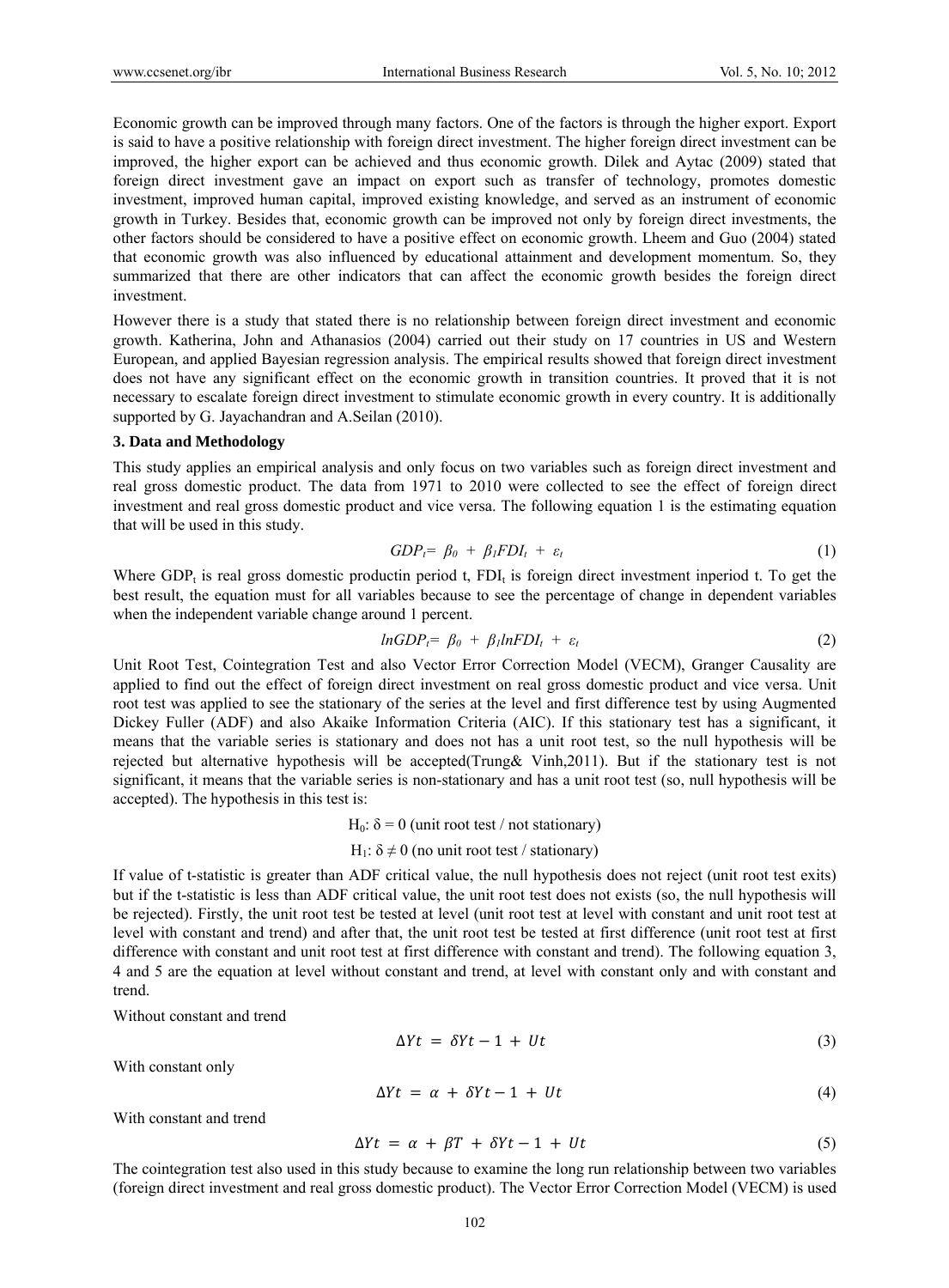Economic growth can be improved through many factors. One of the factors is through the higher export. Export is said to have a positive relationship with foreign direct investment. The higher foreign direct investment can be improved, the higher export can be achieved and thus economic growth. Dilek and Aytac (2009) stated that foreign direct investment gave an impact on export such as transfer of technology, promotes domestic investment, improved human capital, improved existing knowledge, and served as an instrument of economic growth in Turkey. Besides that, economic growth can be improved not only by foreign direct investments, the other factors should be considered to have a positive effect on economic growth. Lheem and Guo (2004) stated that economic growth was also influenced by educational attainment and development momentum. So, they summarized that there are other indicators that can affect the economic growth besides the foreign direct investment.

However there is a study that stated there is no relationship between foreign direct investment and economic growth. Katherina, John and Athanasios (2004) carried out their study on 17 countries in US and Western European, and applied Bayesian regression analysis. The empirical results showed that foreign direct investment does not have any significant effect on the economic growth in transition countries. It proved that it is not necessary to escalate foreign direct investment to stimulate economic growth in every country. It is additionally supported by G. Jayachandran and A.Seilan (2010).

### 3. Data and Methodology

This study applies an empirical analysis and only focus on two variables such as foreign direct investment and real gross domestic product. The data from 1971 to 2010 were collected to see the effect of foreign direct investment and real gross domestic product and vice versa. The following equation 1 is the estimating equation that will be used in this study.

$$GDP_t = \beta_0 + \beta_1 FDI_t + \varepsilon_t \tag{1}$$

Where $GDP_t$ is real gross domestic productin period t, $FDI_t$ is foreign direct investment inperiod t. To get the best result, the equation must for all variables because to see the percentage of change in dependent variables when the independent variable change around 1 percent.

$$lnGDP_t = \beta_0 + \beta_1 lnFDI_t + \varepsilon_t \tag{2}$$

Unit Root Test, Cointegration Test and also Vector Error Correction Model (VECM), Granger Causality are applied to find out the effect of foreign direct investment on real gross domestic product and vice versa. Unit root test was applied to see the stationary of the series at the level and first difference test by using Augmented Dickey Fuller (ADF) and also Akaike Information Criteria (AIC). If this stationary test has a significant, it means that the variable series is stationary and does not has a unit root test, so the null hypothesis will be rejected but alternative hypothesis will be accepted(Trung& Vinh,2011). But if the stationary test is not significant, it means that the variable series is non-stationary and has a unit root test (so, null hypothesis will be accepted). The hypothesis in this test is:

$H_0$: $\delta = 0$ (unit root test / not stationary)

$H_1$: $\delta \neq 0$ (no unit root test / stationary)

If value of t-statistic is greater than ADF critical value, the null hypothesis does not reject (unit root test exits) but if the t-statistic is less than ADF critical value, the unit root test does not exists (so, the null hypothesis will be rejected). Firstly, the unit root test be tested at level (unit root test at level with constant and unit root test at level with constant and trend) and after that, the unit root test be tested at first difference (unit root test at first difference with constant and unit root test at first difference with constant and trend). The following equation 3, 4 and 5 are the equation at level without constant and trend, at level with constant only and with constant and trend.

Without constant and trend

$$\Delta Yt = \delta Yt - 1 + Ut \tag{3}$$

With constant only

$$\Delta Yt = \alpha + \delta Yt - 1 + Ut \tag{4}$$

With constant and trend

$$\Delta Yt = \alpha + \beta T + \delta Yt - 1 + Ut \tag{5}$$

The cointegration test also used in this study because to examine the long run relationship between two variables (foreign direct investment and real gross domestic product). The Vector Error Correction Model (VECM) is used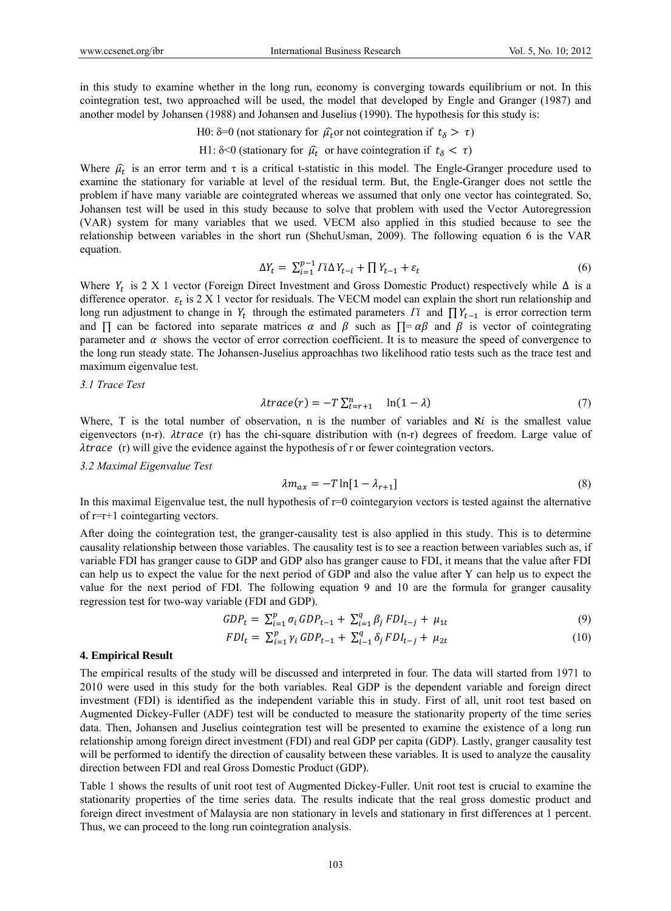in this study to examine whether in the long run, economy is converging towards equilibrium or not. In this cointegration test, two approached will be used, the model that developed by Engle and Granger (1987) and another model by Johansen (1988) and Johansen and Juselius (1990). The hypothesis for this study is:

H0: δ=0 (not stationary for $\widehat{\mu_t}$or not cointegration if $t_\delta > \tau$)

H1: δ<0 (stationary for $\widehat{\mu_t}$ or have cointegration if $t_\delta < \tau$)

Where $\widehat{\mu_t}$ is an error term and τ is a critical t-statistic in this model. The Engle-Granger procedure used to examine the stationary for variable at level of the residual term. But, the Engle-Granger does not settle the problem if have many variable are cointegrated whereas we assumed that only one vector has cointegrated. So, Johansen test will be used in this study because to solve that problem with used the Vector Autoregression (VAR) system for many variables that we used. VECM also applied in this studied because to see the relationship between variables in the short run (ShehuUsman, 2009). The following equation 6 is the VAR equation.

$$\Delta Y_t = \sum_{i=1}^{p-1} \Gamma i \Delta Y_{t-i} + \prod Y_{t-1} + \varepsilon_t \tag{6}$$

Where $Y_t$ is 2 X 1 vector (Foreign Direct Investment and Gross Domestic Product) respectively while $\Delta$ is a difference operator. $\varepsilon_t$ is 2 X 1 vector for residuals. The VECM model can explain the short run relationship and long run adjustment to change in $Y_t$ through the estimated parameters $\Gamma i$ and $\prod Y_{t-1}$ is error correction term and $\prod$ can be factored into separate matrices $\alpha$ and $\beta$ such as $\prod = \alpha\beta$ and $\beta$ is vector of cointegrating parameter and $\alpha$ shows the vector of error correction coefficient. It is to measure the speed of convergence to the long run steady state. The Johansen-Juselius approachhas two likelihood ratio tests such as the trace test and maximum eigenvalue test.

*3.1 Trace Test*

$$\lambda trace(r) = -T \sum_{t=r+1}^{n} \quad \ln(1-\lambda) \tag{7}$$

Where, T is the total number of observation, n is the number of variables and $\aleph i$ is the smallest value eigenvectors (n-r). $\lambda trace$ (r) has the chi-square distribution with (n-r) degrees of freedom. Large value of $\lambda trace$ (r) will give the evidence against the hypothesis of r or fewer cointegration vectors.

*3.2 Maximal Eigenvalue Test*

$$\lambda m_{ax} = -T \ln[1 - \lambda_{r+1}] \tag{8}$$

In this maximal Eigenvalue test, the null hypothesis of r=0 cointegaryion vectors is tested against the alternative of r=r+1 cointegarting vectors.

After doing the cointegration test, the granger-causality test is also applied in this study. This is to determine causality relationship between those variables. The causality test is to see a reaction between variables such as, if variable FDI has granger cause to GDP and GDP also has granger cause to FDI, it means that the value after FDI can help us to expect the value for the next period of GDP and also the value after Y can help us to expect the value for the next period of FDI. The following equation 9 and 10 are the formula for granger causality regression test for two-way variable (FDI and GDP).

$$GDP_t = \sum_{i=1}^{p} \sigma_i \, GDP_{t-1} + \sum_{i=1}^{q} \beta_j \, FDI_{t-j} + \mu_{1t} \tag{9}$$

$$FDI_t = \sum_{i=1}^{p} \gamma_i \, GDP_{t-1} + \sum_{i-1}^{q} \delta_j \, FDI_{t-j} + \mu_{2t} \tag{10}$$

## 4. Empirical Result

The empirical results of the study will be discussed and interpreted in four. The data will started from 1971 to 2010 were used in this study for the both variables. Real GDP is the dependent variable and foreign direct investment (FDI) is identified as the independent variable this in this study. First of all, unit root test based on Augmented Dickey-Fuller (ADF) test will be conducted to measure the stationarity property of the time series data. Then, Johansen and Juselius cointegration test will be presented to examine the existence of a long run relationship among foreign direct investment (FDI) and real GDP per capita (GDP). Lastly, granger causality test will be performed to identify the direction of causality between these variables. It is used to analyze the causality direction between FDI and real Gross Domestic Product (GDP).

Table 1 shows the results of unit root test of Augmented Dickey-Fuller. Unit root test is crucial to examine the stationarity properties of the time series data. The results indicate that the real gross domestic product and foreign direct investment of Malaysia are non stationary in levels and stationary in first differences at 1 percent. Thus, we can proceed to the long run cointegration analysis.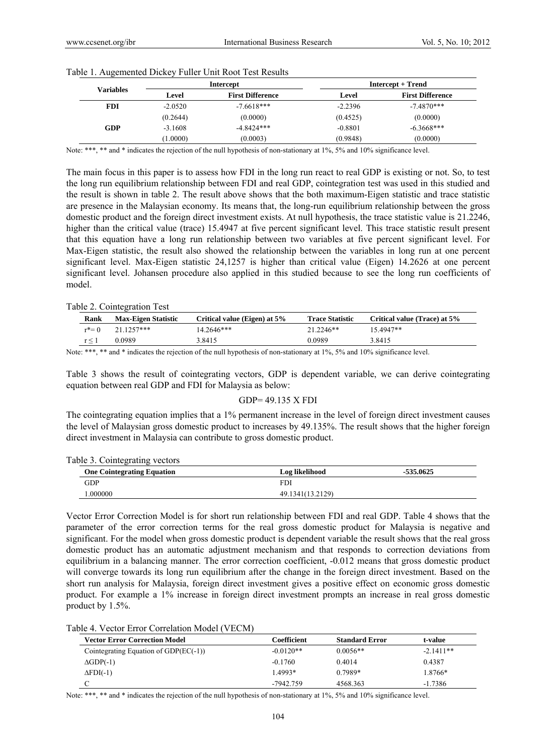Table 1. Augemented Dickey Fuller Unit Root Test Results

| Variables | Intercept | | Intercept + Trend | |
|---|---|---|---|---|
| | Level | First Difference | Level | First Difference |
| **FDI** | -2.0520 | -7.6618*** | -2.2396 | -7.4870*** |
| | (0.2644) | (0.0000) | (0.4525) | (0.0000) |
| **GDP** | -3.1608 | -4.8424*** | -0.8801 | -6.3668*** |
| | (1.0000) | (0.0003) | (0.9848) | (0.0000) |

Note: ***, ** and * indicates the rejection of the null hypothesis of non-stationary at 1%, 5% and 10% significance level.

The main focus in this paper is to assess how FDI in the long run react to real GDP is existing or not. So, to test the long run equilibrium relationship between FDI and real GDP, cointegration test was used in this studied and the result is shown in table 2. The result above shows that the both maximum-Eigen statistic and trace statistic are presence in the Malaysian economy. Its means that, the long-run equilibrium relationship between the gross domestic product and the foreign direct investment exists. At null hypothesis, the trace statistic value is 21.2246, higher than the critical value (trace) 15.4947 at five percent significant level. This trace statistic result present that this equation have a long run relationship between two variables at five percent significant level. For Max-Eigen statistic, the result also showed the relationship between the variables in long run at one percent significant level. Max-Eigen statistic 24,1257 is higher than critical value (Eigen) 14.2626 at one percent significant level. Johansen procedure also applied in this studied because to see the long run coefficients of model.

Table 2. Cointegration Test

| Rank | Max-Eigen Statistic | Critical value (Eigen) at 5% | Trace Statistic | Critical value (Trace) at 5% |
|---|---|---|---|---|
| $r^*= 0$ | 21.1257*** | 14.2646*** | 21.2246** | 15.4947** |
| $r \leq 1$ | 0.0989 | 3.8415 | 0.0989 | 3.8415 |

Note: ***, ** and * indicates the rejection of the null hypothesis of non-stationary at 1%, 5% and 10% significance level.

Table 3 shows the result of cointegrating vectors, GDP is dependent variable, we can derive cointegrating equation between real GDP and FDI for Malaysia as below:

$$GDP= 49.135 \text{ X } FDI$$

The cointegrating equation implies that a 1% permanent increase in the level of foreign direct investment causes the level of Malaysian gross domestic product to increases by 49.135%. The result shows that the higher foreign direct investment in Malaysia can contribute to gross domestic product.

Table 3. Cointegrating vectors

| One Cointegrating Equation | Log likelihood | -535.0625 |
|---|---|---|
| GDP | FDI | |
| 1.000000 | 49.1341(13.2129) | |

Vector Error Correction Model is for short run relationship between FDI and real GDP. Table 4 shows that the parameter of the error correction terms for the real gross domestic product for Malaysia is negative and significant. For the model when gross domestic product is dependent variable the result shows that the real gross domestic product has an automatic adjustment mechanism and that responds to correction deviations from equilibrium in a balancing manner. The error correction coefficient, -0.012 means that gross domestic product will converge towards its long run equilibrium after the change in the foreign direct investment. Based on the short run analysis for Malaysia, foreign direct investment gives a positive effect on economic gross domestic product. For example a 1% increase in foreign direct investment prompts an increase in real gross domestic product by 1.5%.

Table 4. Vector Error Correlation Model (VECM)

| Vector Error Correction Model | Coefficient | Standard Error | t-value |
|---|---|---|---|
| Cointegrating Equation of GDP(EC(-1)) | -0.0120** | 0.0056** | -2.1411** |
| $\Delta$GDP(-1) | -0.1760 | 0.4014 | 0.4387 |
| $\Delta$FDI(-1) | 1.4993* | 0.7989* | 1.8766* |
| C | -7942.759 | 4568.363 | -1.7386 |

Note: ***, ** and * indicates the rejection of the null hypothesis of non-stationary at 1%, 5% and 10% significance level.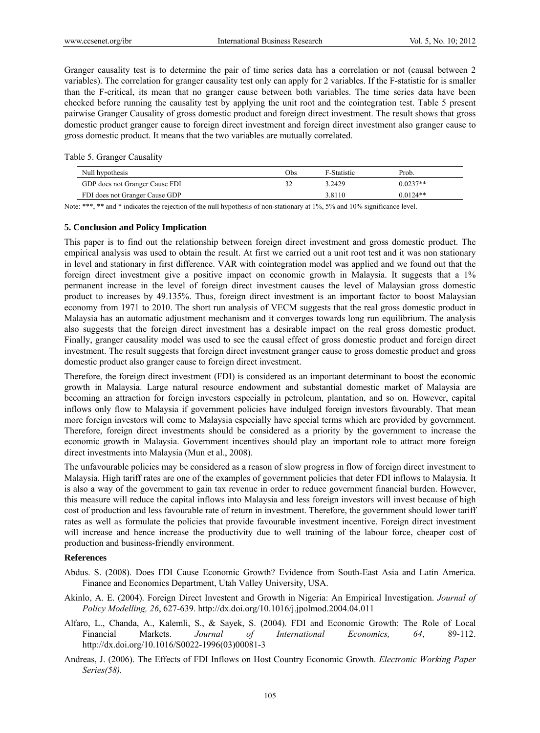Granger causality test is to determine the pair of time series data has a correlation or not (causal between 2 variables). The correlation for granger causality test only can apply for 2 variables. If the F-statistic for is smaller than the F-critical, its mean that no granger cause between both variables. The time series data have been checked before running the causality test by applying the unit root and the cointegration test. Table 5 present pairwise Granger Causality of gross domestic product and foreign direct investment. The result shows that gross domestic product granger cause to foreign direct investment and foreign direct investment also granger cause to gross domestic product. It means that the two variables are mutually correlated.

Table 5. Granger Causality

| Null hypothesis | Obs | F-Statistic | Prob. |
|---|---|---|---|
| GDP does not Granger Cause FDI | 32 | 3.2429 | 0.0237** |
| FDI does not Granger Cause GDP | | 3.8110 | 0.0124** |

Note: ***, ** and * indicates the rejection of the null hypothesis of non-stationary at 1%, 5% and 10% significance level.

## 5. Conclusion and Policy Implication

This paper is to find out the relationship between foreign direct investment and gross domestic product. The empirical analysis was used to obtain the result. At first we carried out a unit root test and it was non stationary in level and stationary in first difference. VAR with cointegration model was applied and we found out that the foreign direct investment give a positive impact on economic growth in Malaysia. It suggests that a 1% permanent increase in the level of foreign direct investment causes the level of Malaysian gross domestic product to increases by 49.135%. Thus, foreign direct investment is an important factor to boost Malaysian economy from 1971 to 2010. The short run analysis of VECM suggests that the real gross domestic product in Malaysia has an automatic adjustment mechanism and it converges towards long run equilibrium. The analysis also suggests that the foreign direct investment has a desirable impact on the real gross domestic product. Finally, granger causality model was used to see the causal effect of gross domestic product and foreign direct investment. The result suggests that foreign direct investment granger cause to gross domestic product and gross domestic product also granger cause to foreign direct investment.

Therefore, the foreign direct investment (FDI) is considered as an important determinant to boost the economic growth in Malaysia. Large natural resource endowment and substantial domestic market of Malaysia are becoming an attraction for foreign investors especially in petroleum, plantation, and so on. However, capital inflows only flow to Malaysia if government policies have indulged foreign investors favourably. That mean more foreign investors will come to Malaysia especially have special terms which are provided by government. Therefore, foreign direct investments should be considered as a priority by the government to increase the economic growth in Malaysia. Government incentives should play an important role to attract more foreign direct investments into Malaysia (Mun et al., 2008).

The unfavourable policies may be considered as a reason of slow progress in flow of foreign direct investment to Malaysia. High tariff rates are one of the examples of government policies that deter FDI inflows to Malaysia. It is also a way of the government to gain tax revenue in order to reduce government financial burden. However, this measure will reduce the capital inflows into Malaysia and less foreign investors will invest because of high cost of production and less favourable rate of return in investment. Therefore, the government should lower tariff rates as well as formulate the policies that provide favourable investment incentive. Foreign direct investment will increase and hence increase the productivity due to well training of the labour force, cheaper cost of production and business-friendly environment.

### References

Abdus. S. (2008). Does FDI Cause Economic Growth? Evidence from South-East Asia and Latin America. Finance and Economics Department, Utah Valley University, USA.

Akinlo, A. E. (2004). Foreign Direct Investent and Growth in Nigeria: An Empirical Investigation. *Journal of Policy Modelling, 26*, 627-639. http://dx.doi.org/10.1016/j.jpolmod.2004.04.011

Alfaro, L., Chanda, A., Kalemli, S., & Sayek, S. (2004). FDI and Economic Growth: The Role of Local Financial Markets. *Journal of International Economics, 64*, 89-112. http://dx.doi.org/10.1016/S0022-1996(03)00081-3

Andreas, J. (2006). The Effects of FDI Inflows on Host Country Economic Growth. *Electronic Working Paper Series(58).*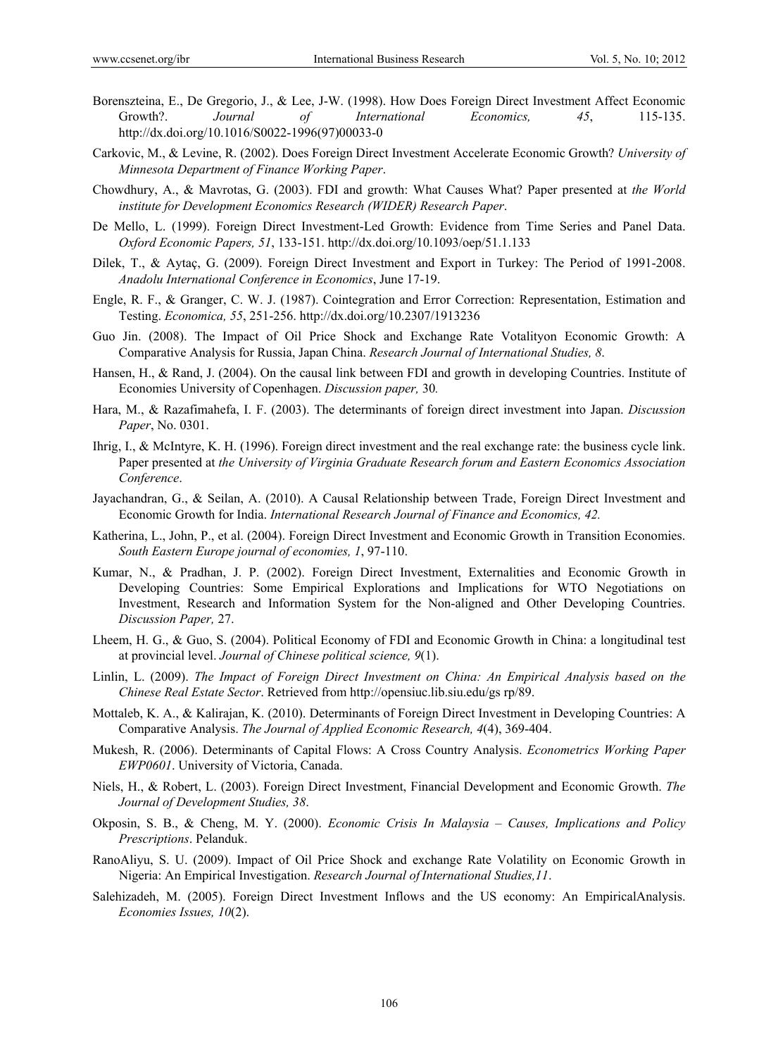Borenszteina, E., De Gregorio, J., & Lee, J-W. (1998). How Does Foreign Direct Investment Affect Economic Growth?. *Journal of International Economics, 45*, 115-135. http://dx.doi.org/10.1016/S0022-1996(97)00033-0

Carkovic, M., & Levine, R. (2002). Does Foreign Direct Investment Accelerate Economic Growth? *University of Minnesota Department of Finance Working Paper*.

Chowdhury, A., & Mavrotas, G. (2003). FDI and growth: What Causes What? Paper presented at *the World institute for Development Economics Research (WIDER) Research Paper*.

De Mello, L. (1999). Foreign Direct Investment-Led Growth: Evidence from Time Series and Panel Data. *Oxford Economic Papers, 51*, 133-151. http://dx.doi.org/10.1093/oep/51.1.133

Dilek, T., & Aytaç, G. (2009). Foreign Direct Investment and Export in Turkey: The Period of 1991-2008. *Anadolu International Conference in Economics*, June 17-19.

Engle, R. F., & Granger, C. W. J. (1987). Cointegration and Error Correction: Representation, Estimation and Testing. *Economica, 55*, 251-256. http://dx.doi.org/10.2307/1913236

Guo Jin. (2008). The Impact of Oil Price Shock and Exchange Rate Votalityon Economic Growth: A Comparative Analysis for Russia, Japan China. *Research Journal of International Studies, 8*.

Hansen, H., & Rand, J. (2004). On the causal link between FDI and growth in developing Countries. Institute of Economies University of Copenhagen. *Discussion paper,* 30*.*

Hara, M., & Razafimahefa, I. F. (2003). The determinants of foreign direct investment into Japan. *Discussion Paper*, No. 0301.

Ihrig, I., & McIntyre, K. H. (1996). Foreign direct investment and the real exchange rate: the business cycle link. Paper presented at *the University of Virginia Graduate Research forum and Eastern Economics Association Conference*.

Jayachandran, G., & Seilan, A. (2010). A Causal Relationship between Trade, Foreign Direct Investment and Economic Growth for India. *International Research Journal of Finance and Economics, 42.*

Katherina, L., John, P., et al. (2004). Foreign Direct Investment and Economic Growth in Transition Economies. *South Eastern Europe journal of economies, 1*, 97-110.

Kumar, N., & Pradhan, J. P. (2002). Foreign Direct Investment, Externalities and Economic Growth in Developing Countries: Some Empirical Explorations and Implications for WTO Negotiations on Investment, Research and Information System for the Non-aligned and Other Developing Countries. *Discussion Paper,* 27.

Lheem, H. G., & Guo, S. (2004). Political Economy of FDI and Economic Growth in China: a longitudinal test at provincial level. *Journal of Chinese political science, 9*(1).

Linlin, L. (2009). *The Impact of Foreign Direct Investment on China: An Empirical Analysis based on the Chinese Real Estate Sector*. Retrieved from http://opensiuc.lib.siu.edu/gs rp/89.

Mottaleb, K. A., & Kalirajan, K. (2010). Determinants of Foreign Direct Investment in Developing Countries: A Comparative Analysis. *The Journal of Applied Economic Research, 4*(4), 369-404.

Mukesh, R. (2006). Determinants of Capital Flows: A Cross Country Analysis. *Econometrics Working Paper EWP0601*. University of Victoria, Canada.

Niels, H., & Robert, L. (2003). Foreign Direct Investment, Financial Development and Economic Growth. *The Journal of Development Studies, 38*.

Okposin, S. B., & Cheng, M. Y. (2000). *Economic Crisis In Malaysia – Causes, Implications and Policy Prescriptions*. Pelanduk.

RanoAliyu, S. U. (2009). Impact of Oil Price Shock and exchange Rate Volatility on Economic Growth in Nigeria: An Empirical Investigation. *Research Journal of International Studies,11*.

Salehizadeh, M. (2005). Foreign Direct Investment Inflows and the US economy: An EmpiricalAnalysis. *Economies Issues, 10*(2).